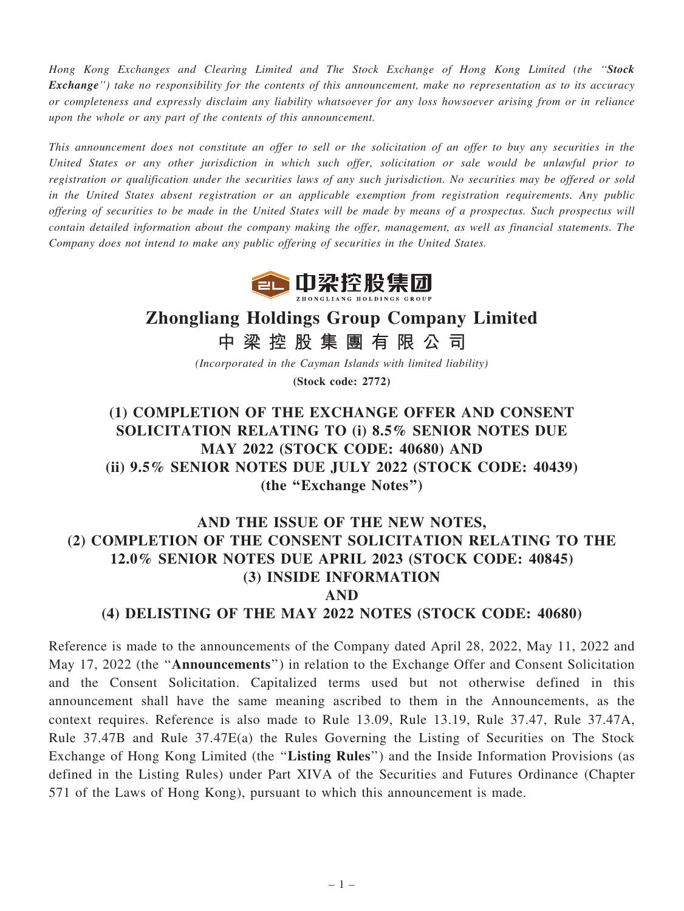*Hong Kong Exchanges and Clearing Limited and The Stock Exchange of Hong Kong Limited (the "**Stock Exchange**") take no responsibility for the contents of this announcement, make no representation as to its accuracy or completeness and expressly disclaim any liability whatsoever for any loss howsoever arising from or in reliance upon the whole or any part of the contents of this announcement.*

*This announcement does not constitute an offer to sell or the solicitation of an offer to buy any securities in the United States or any other jurisdiction in which such offer, solicitation or sale would be unlawful prior to registration or qualification under the securities laws of any such jurisdiction. No securities may be offered or sold in the United States absent registration or an applicable exemption from registration requirements. Any public offering of securities to be made in the United States will be made by means of a prospectus. Such prospectus will contain detailed information about the company making the offer, management, as well as financial statements. The Company does not intend to make any public offering of securities in the United States.*

中梁控股集团
ZHONGLIANG HOLDINGS GROUP

# Zhongliang Holdings Group Company Limited
# 中梁控股集團有限公司

*(Incorporated in the Cayman Islands with limited liability)*

**(Stock code: 2772)**

## (1) COMPLETION OF THE EXCHANGE OFFER AND CONSENT SOLICITATION RELATING TO (i) 8.5% SENIOR NOTES DUE MAY 2022 (STOCK CODE: 40680) AND (ii) 9.5% SENIOR NOTES DUE JULY 2022 (STOCK CODE: 40439) (the "Exchange Notes")

## AND THE ISSUE OF THE NEW NOTES, (2) COMPLETION OF THE CONSENT SOLICITATION RELATING TO THE 12.0% SENIOR NOTES DUE APRIL 2023 (STOCK CODE: 40845) (3) INSIDE INFORMATION AND (4) DELISTING OF THE MAY 2022 NOTES (STOCK CODE: 40680)

Reference is made to the announcements of the Company dated April 28, 2022, May 11, 2022 and May 17, 2022 (the "**Announcements**") in relation to the Exchange Offer and Consent Solicitation and the Consent Solicitation. Capitalized terms used but not otherwise defined in this announcement shall have the same meaning ascribed to them in the Announcements, as the context requires. Reference is also made to Rule 13.09, Rule 13.19, Rule 37.47, Rule 37.47A, Rule 37.47B and Rule 37.47E(a) the Rules Governing the Listing of Securities on The Stock Exchange of Hong Kong Limited (the "**Listing Rules**") and the Inside Information Provisions (as defined in the Listing Rules) under Part XIVA of the Securities and Futures Ordinance (Chapter 571 of the Laws of Hong Kong), pursuant to which this announcement is made.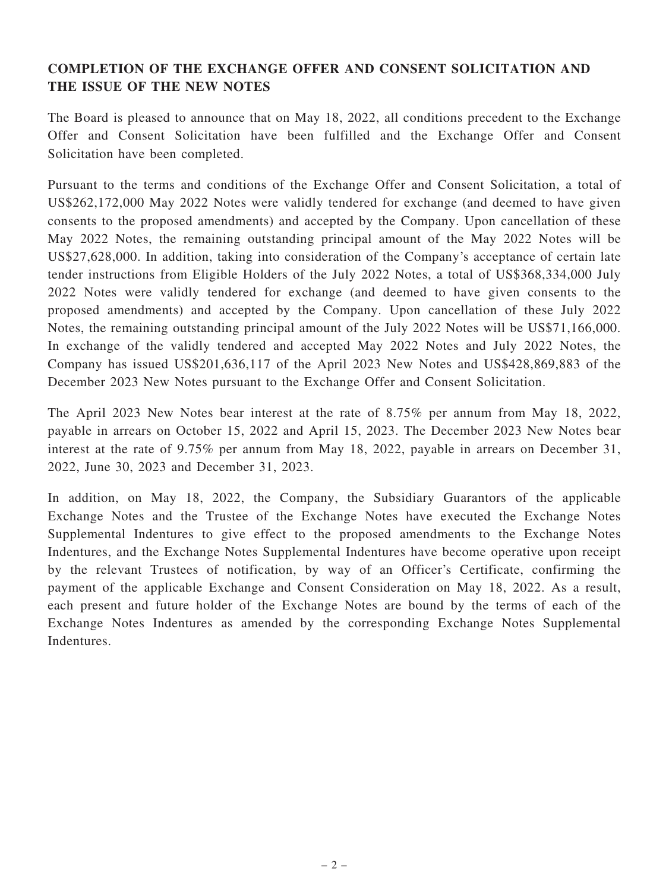## COMPLETION OF THE EXCHANGE OFFER AND CONSENT SOLICITATION AND THE ISSUE OF THE NEW NOTES

The Board is pleased to announce that on May 18, 2022, all conditions precedent to the Exchange Offer and Consent Solicitation have been fulfilled and the Exchange Offer and Consent Solicitation have been completed.

Pursuant to the terms and conditions of the Exchange Offer and Consent Solicitation, a total of US$262,172,000 May 2022 Notes were validly tendered for exchange (and deemed to have given consents to the proposed amendments) and accepted by the Company. Upon cancellation of these May 2022 Notes, the remaining outstanding principal amount of the May 2022 Notes will be US$27,628,000. In addition, taking into consideration of the Company's acceptance of certain late tender instructions from Eligible Holders of the July 2022 Notes, a total of US$368,334,000 July 2022 Notes were validly tendered for exchange (and deemed to have given consents to the proposed amendments) and accepted by the Company. Upon cancellation of these July 2022 Notes, the remaining outstanding principal amount of the July 2022 Notes will be US$71,166,000. In exchange of the validly tendered and accepted May 2022 Notes and July 2022 Notes, the Company has issued US$201,636,117 of the April 2023 New Notes and US$428,869,883 of the December 2023 New Notes pursuant to the Exchange Offer and Consent Solicitation.

The April 2023 New Notes bear interest at the rate of 8.75% per annum from May 18, 2022, payable in arrears on October 15, 2022 and April 15, 2023. The December 2023 New Notes bear interest at the rate of 9.75% per annum from May 18, 2022, payable in arrears on December 31, 2022, June 30, 2023 and December 31, 2023.

In addition, on May 18, 2022, the Company, the Subsidiary Guarantors of the applicable Exchange Notes and the Trustee of the Exchange Notes have executed the Exchange Notes Supplemental Indentures to give effect to the proposed amendments to the Exchange Notes Indentures, and the Exchange Notes Supplemental Indentures have become operative upon receipt by the relevant Trustees of notification, by way of an Officer's Certificate, confirming the payment of the applicable Exchange and Consent Consideration on May 18, 2022. As a result, each present and future holder of the Exchange Notes are bound by the terms of each of the Exchange Notes Indentures as amended by the corresponding Exchange Notes Supplemental Indentures.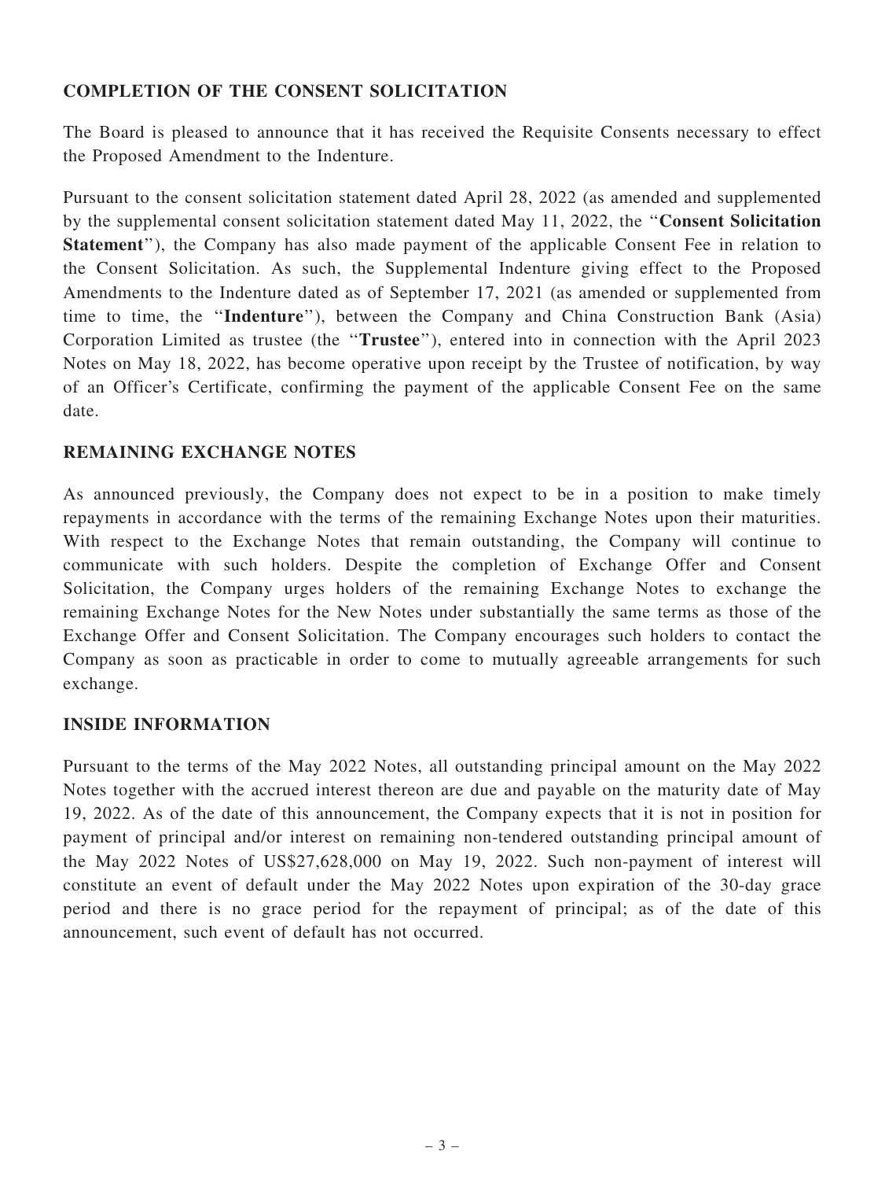## COMPLETION OF THE CONSENT SOLICITATION

The Board is pleased to announce that it has received the Requisite Consents necessary to effect the Proposed Amendment to the Indenture.

Pursuant to the consent solicitation statement dated April 28, 2022 (as amended and supplemented by the supplemental consent solicitation statement dated May 11, 2022, the "**Consent Solicitation Statement**"), the Company has also made payment of the applicable Consent Fee in relation to the Consent Solicitation. As such, the Supplemental Indenture giving effect to the Proposed Amendments to the Indenture dated as of September 17, 2021 (as amended or supplemented from time to time, the "**Indenture**"), between the Company and China Construction Bank (Asia) Corporation Limited as trustee (the "**Trustee**"), entered into in connection with the April 2023 Notes on May 18, 2022, has become operative upon receipt by the Trustee of notification, by way of an Officer's Certificate, confirming the payment of the applicable Consent Fee on the same date.

## REMAINING EXCHANGE NOTES

As announced previously, the Company does not expect to be in a position to make timely repayments in accordance with the terms of the remaining Exchange Notes upon their maturities. With respect to the Exchange Notes that remain outstanding, the Company will continue to communicate with such holders. Despite the completion of Exchange Offer and Consent Solicitation, the Company urges holders of the remaining Exchange Notes to exchange the remaining Exchange Notes for the New Notes under substantially the same terms as those of the Exchange Offer and Consent Solicitation. The Company encourages such holders to contact the Company as soon as practicable in order to come to mutually agreeable arrangements for such exchange.

## INSIDE INFORMATION

Pursuant to the terms of the May 2022 Notes, all outstanding principal amount on the May 2022 Notes together with the accrued interest thereon are due and payable on the maturity date of May 19, 2022. As of the date of this announcement, the Company expects that it is not in position for payment of principal and/or interest on remaining non-tendered outstanding principal amount of the May 2022 Notes of US$27,628,000 on May 19, 2022. Such non-payment of interest will constitute an event of default under the May 2022 Notes upon expiration of the 30-day grace period and there is no grace period for the repayment of principal; as of the date of this announcement, such event of default has not occurred.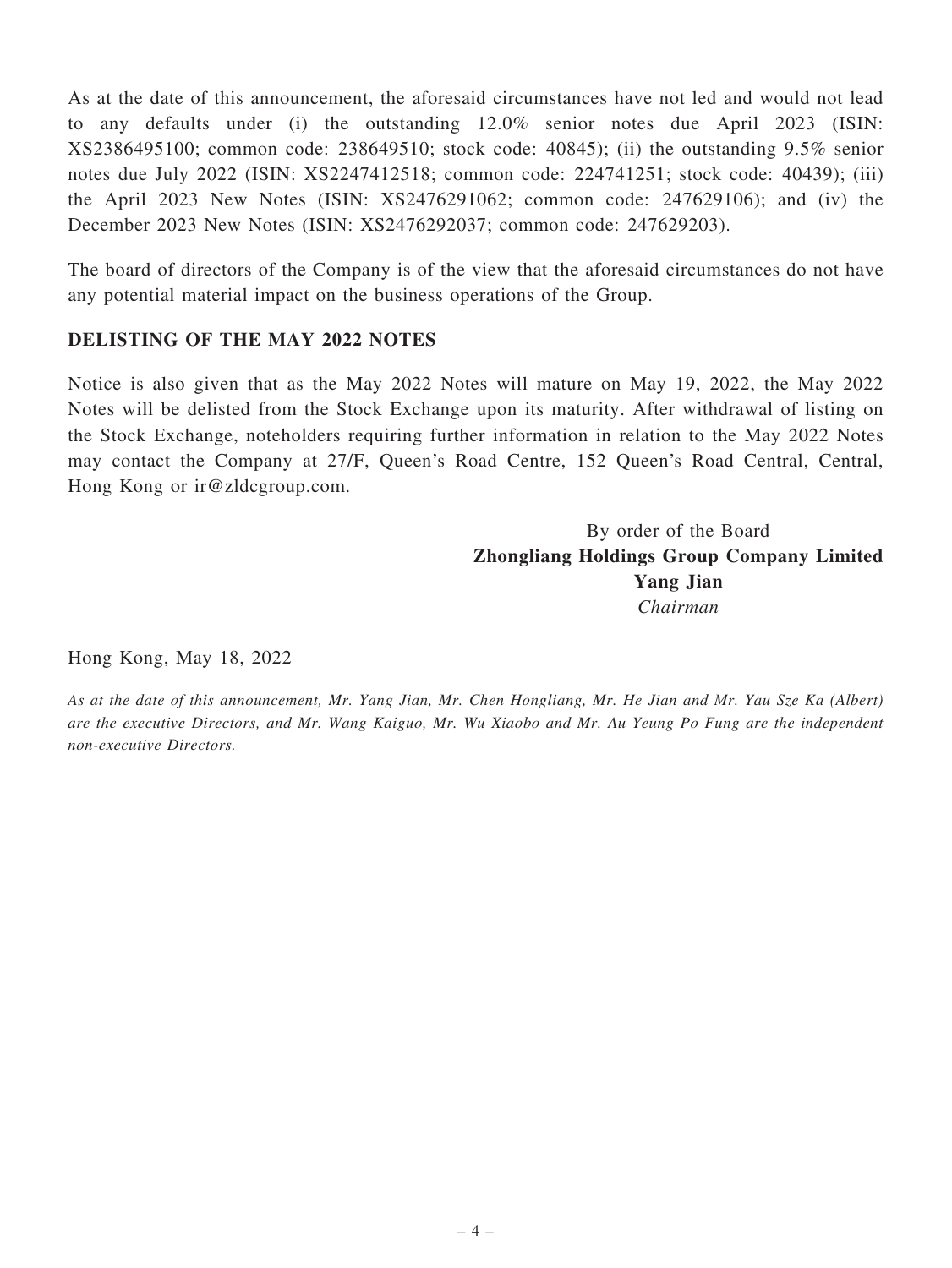As at the date of this announcement, the aforesaid circumstances have not led and would not lead to any defaults under (i) the outstanding 12.0% senior notes due April 2023 (ISIN: XS2386495100; common code: 238649510; stock code: 40845); (ii) the outstanding 9.5% senior notes due July 2022 (ISIN: XS2247412518; common code: 224741251; stock code: 40439); (iii) the April 2023 New Notes (ISIN: XS2476291062; common code: 247629106); and (iv) the December 2023 New Notes (ISIN: XS2476292037; common code: 247629203).

The board of directors of the Company is of the view that the aforesaid circumstances do not have any potential material impact on the business operations of the Group.

## DELISTING OF THE MAY 2022 NOTES

Notice is also given that as the May 2022 Notes will mature on May 19, 2022, the May 2022 Notes will be delisted from the Stock Exchange upon its maturity. After withdrawal of listing on the Stock Exchange, noteholders requiring further information in relation to the May 2022 Notes may contact the Company at 27/F, Queen's Road Centre, 152 Queen's Road Central, Central, Hong Kong or ir@zldcgroup.com.

By order of the Board
**Zhongliang Holdings Group Company Limited**
**Yang Jian**
*Chairman*

Hong Kong, May 18, 2022

*As at the date of this announcement, Mr. Yang Jian, Mr. Chen Hongliang, Mr. He Jian and Mr. Yau Sze Ka (Albert) are the executive Directors, and Mr. Wang Kaiguo, Mr. Wu Xiaobo and Mr. Au Yeung Po Fung are the independent non-executive Directors.*